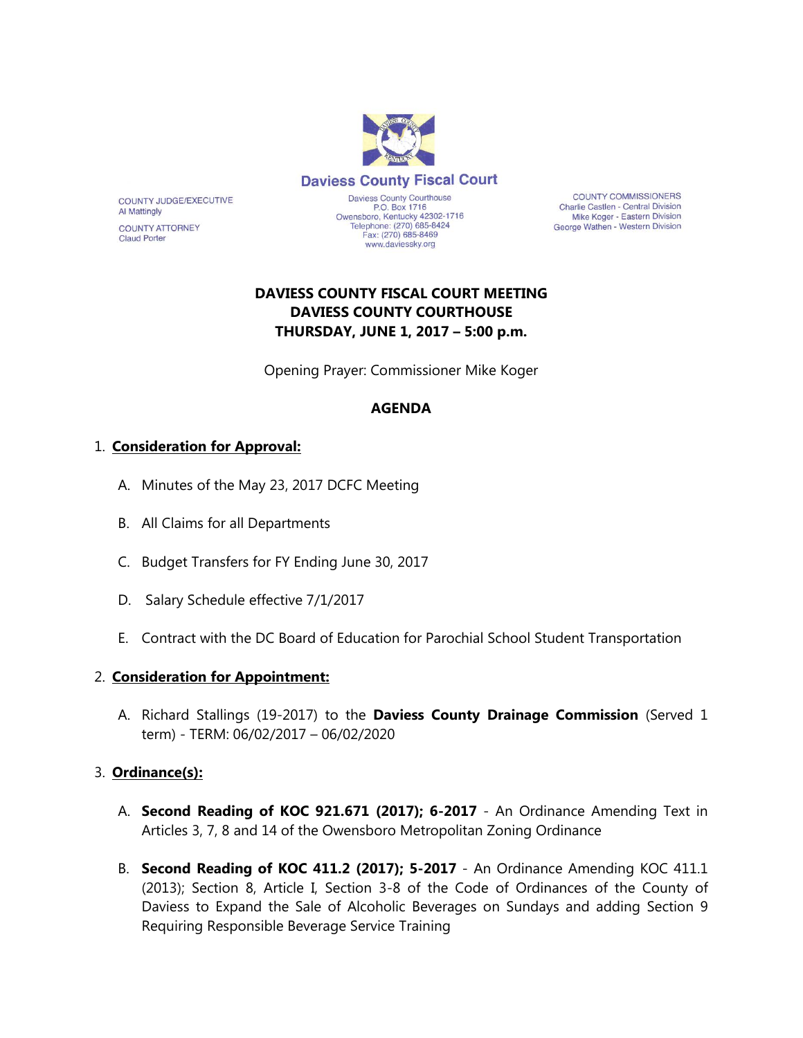# Daviess County Fiscal Court

COUNTY JUDGE/EXECUTIVE
Al Mattingly

COUNTY ATTORNEY
Claud Porter

Daviess County Courthouse
P.O. Box 1716
Owensboro, Kentucky 42302-1716
Telephone: (270) 685-8424
Fax: (270) 685-8469
www.daviessky.org

COUNTY COMMISSIONERS
Charlie Castlen - Central Division
Mike Koger - Eastern Division
George Wathen - Western Division

## DAVIESS COUNTY FISCAL COURT MEETING
## DAVIESS COUNTY COURTHOUSE
## THURSDAY, JUNE 1, 2017 – 5:00 p.m.

Opening Prayer: Commissioner Mike Koger

## AGENDA

1. **Consideration for Approval:**

   A. Minutes of the May 23, 2017 DCFC Meeting

   B. All Claims for all Departments

   C. Budget Transfers for FY Ending June 30, 2017

   D. Salary Schedule effective 7/1/2017

   E. Contract with the DC Board of Education for Parochial School Student Transportation

2. **Consideration for Appointment:**

   A. Richard Stallings (19-2017) to the **Daviess County Drainage Commission** (Served 1 term) - TERM: 06/02/2017 – 06/02/2020

3. **Ordinance(s):**

   A. **Second Reading of KOC 921.671 (2017); 6-2017** - An Ordinance Amending Text in Articles 3, 7, 8 and 14 of the Owensboro Metropolitan Zoning Ordinance

   B. **Second Reading of KOC 411.2 (2017); 5-2017** - An Ordinance Amending KOC 411.1 (2013); Section 8, Article I, Section 3-8 of the Code of Ordinances of the County of Daviess to Expand the Sale of Alcoholic Beverages on Sundays and adding Section 9 Requiring Responsible Beverage Service Training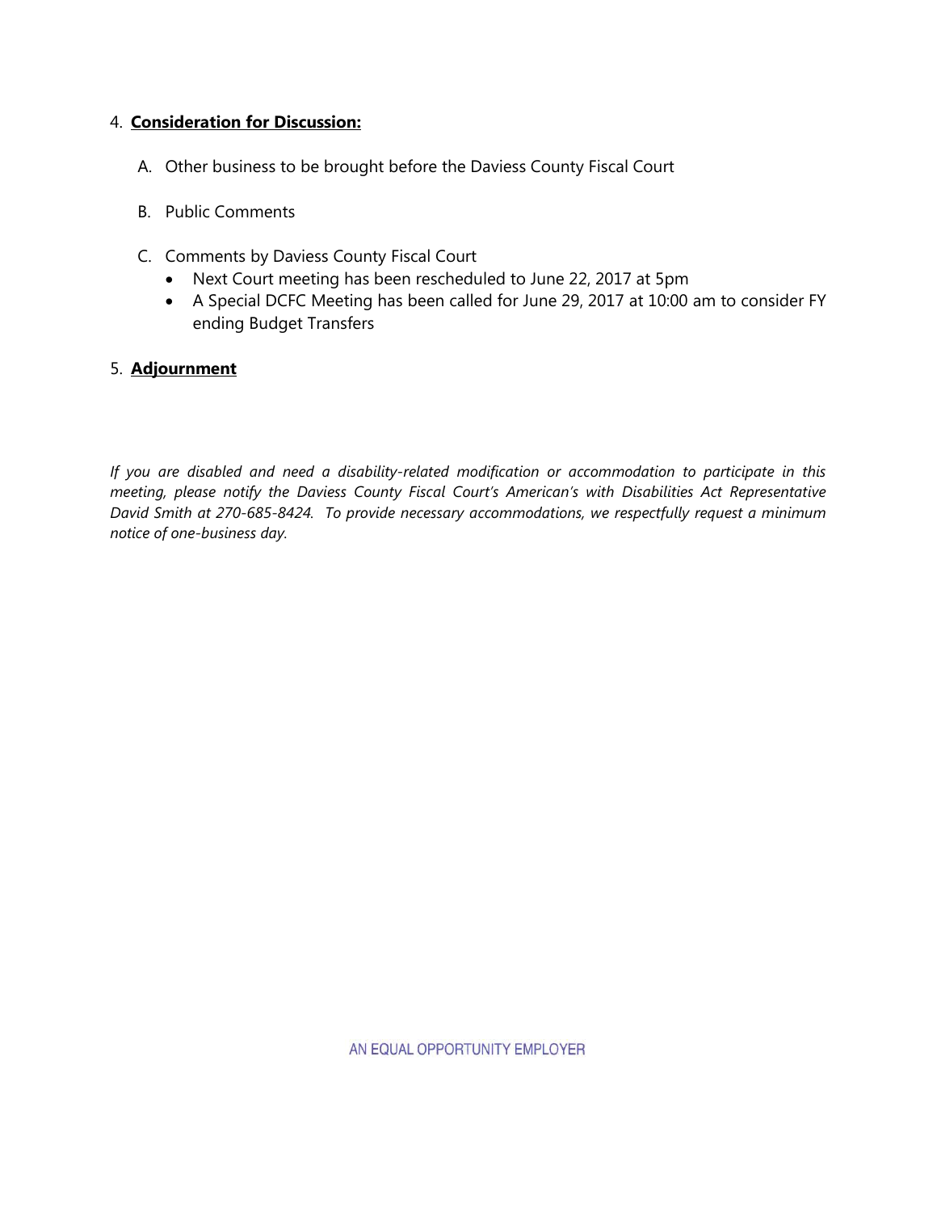4. **Consideration for Discussion:**

   A. Other business to be brought before the Daviess County Fiscal Court

   B. Public Comments

   C. Comments by Daviess County Fiscal Court
      - Next Court meeting has been rescheduled to June 22, 2017 at 5pm
      - A Special DCFC Meeting has been called for June 29, 2017 at 10:00 am to consider FY ending Budget Transfers

5. **Adjournment**

*If you are disabled and need a disability-related modification or accommodation to participate in this meeting, please notify the Daviess County Fiscal Court's American's with Disabilities Act Representative David Smith at 270-685-8424. To provide necessary accommodations, we respectfully request a minimum notice of one-business day.*

AN EQUAL OPPORTUNITY EMPLOYER